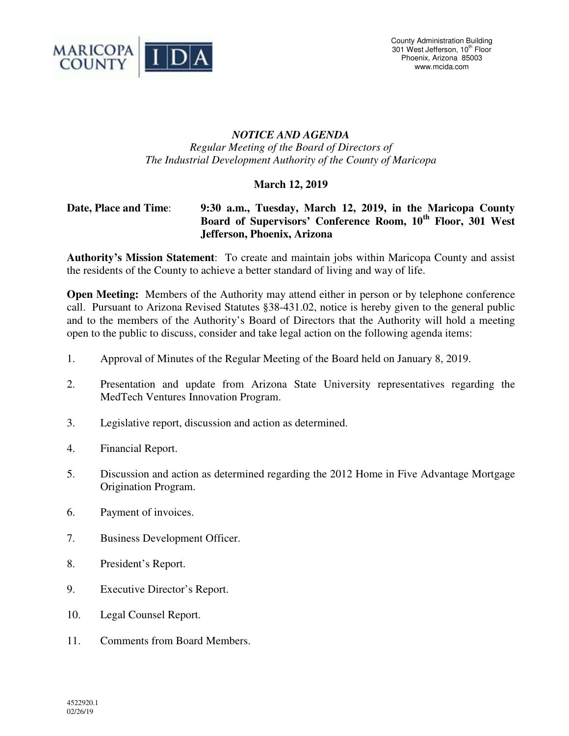County Administration Building
301 West Jefferson, 10th Floor
Phoenix, Arizona 85003
www.mcida.com

## *NOTICE AND AGENDA*

*Regular Meeting of the Board of Directors of*
*The Industrial Development Authority of the County of Maricopa*

**March 12, 2019**

**Date, Place and Time**: **9:30 a.m., Tuesday, March 12, 2019, in the Maricopa County Board of Supervisors' Conference Room, 10th Floor, 301 West Jefferson, Phoenix, Arizona**

**Authority's Mission Statement**: To create and maintain jobs within Maricopa County and assist the residents of the County to achieve a better standard of living and way of life.

**Open Meeting:** Members of the Authority may attend either in person or by telephone conference call. Pursuant to Arizona Revised Statutes §38-431.02, notice is hereby given to the general public and to the members of the Authority's Board of Directors that the Authority will hold a meeting open to the public to discuss, consider and take legal action on the following agenda items:

1. Approval of Minutes of the Regular Meeting of the Board held on January 8, 2019.
2. Presentation and update from Arizona State University representatives regarding the MedTech Ventures Innovation Program.
3. Legislative report, discussion and action as determined.
4. Financial Report.
5. Discussion and action as determined regarding the 2012 Home in Five Advantage Mortgage Origination Program.
6. Payment of invoices.
7. Business Development Officer.
8. President's Report.
9. Executive Director's Report.
10. Legal Counsel Report.
11. Comments from Board Members.

4522920.1
02/26/19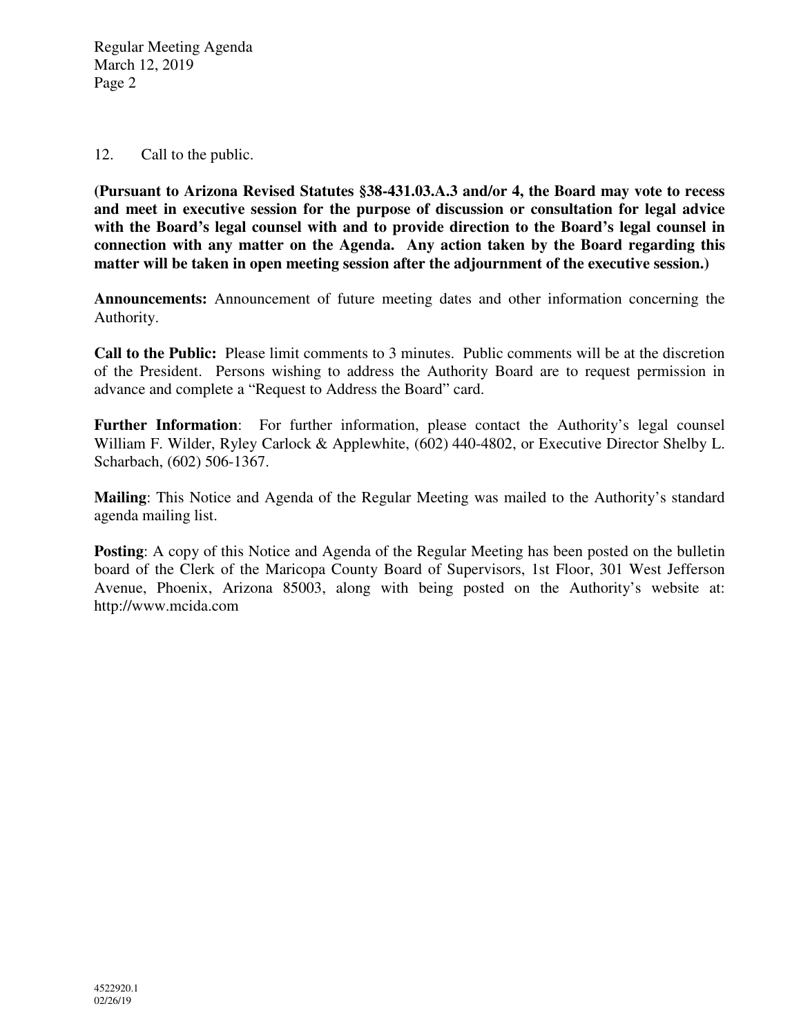12. Call to the public.

**(Pursuant to Arizona Revised Statutes §38-431.03.A.3 and/or 4, the Board may vote to recess and meet in executive session for the purpose of discussion or consultation for legal advice with the Board's legal counsel with and to provide direction to the Board's legal counsel in connection with any matter on the Agenda. Any action taken by the Board regarding this matter will be taken in open meeting session after the adjournment of the executive session.)**

**Announcements:** Announcement of future meeting dates and other information concerning the Authority.

**Call to the Public:** Please limit comments to 3 minutes. Public comments will be at the discretion of the President. Persons wishing to address the Authority Board are to request permission in advance and complete a "Request to Address the Board" card.

**Further Information**: For further information, please contact the Authority's legal counsel William F. Wilder, Ryley Carlock & Applewhite, (602) 440-4802, or Executive Director Shelby L. Scharbach, (602) 506-1367.

**Mailing**: This Notice and Agenda of the Regular Meeting was mailed to the Authority's standard agenda mailing list.

**Posting**: A copy of this Notice and Agenda of the Regular Meeting has been posted on the bulletin board of the Clerk of the Maricopa County Board of Supervisors, 1st Floor, 301 West Jefferson Avenue, Phoenix, Arizona 85003, along with being posted on the Authority's website at: http://www.mcida.com

4522920.1
02/26/19